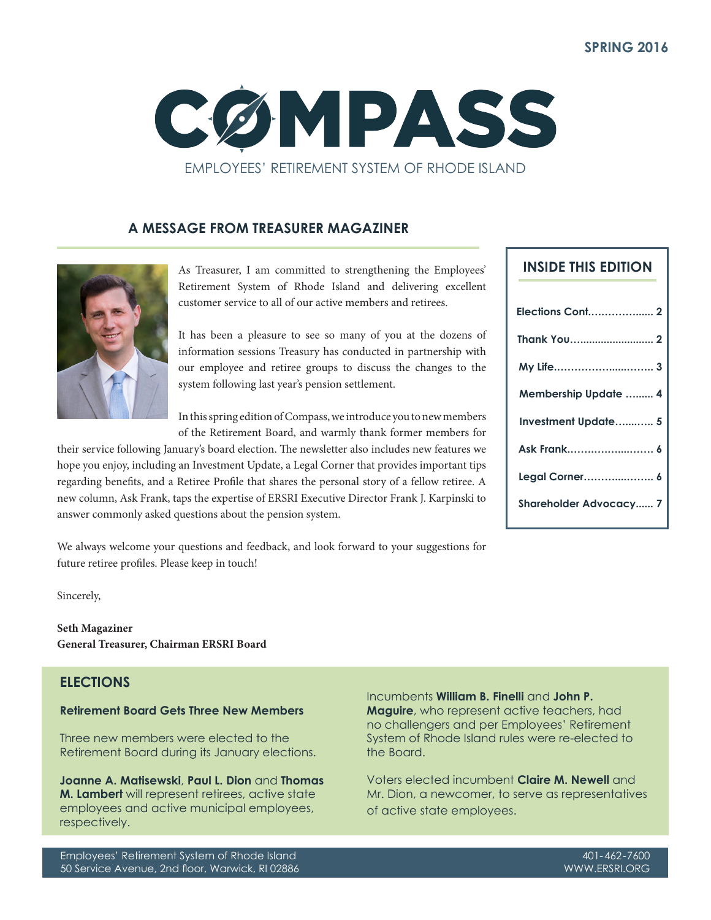SPRING 2016

# COMPASS

EMPLOYEES' RETIREMENT SYSTEM OF RHODE ISLAND

## A MESSAGE FROM TREASURER MAGAZINER

As Treasurer, I am committed to strengthening the Employees' Retirement System of Rhode Island and delivering excellent customer service to all of our active members and retirees.

It has been a pleasure to see so many of you at the dozens of information sessions Treasury has conducted in partnership with our employee and retiree groups to discuss the changes to the system following last year's pension settlement.

In this spring edition of Compass, we introduce you to new members of the Retirement Board, and warmly thank former members for their service following January's board election. The newsletter also includes new features we hope you enjoy, including an Investment Update, a Legal Corner that provides important tips regarding benefits, and a Retiree Profile that shares the personal story of a fellow retiree. A new column, Ask Frank, taps the expertise of ERSRI Executive Director Frank J. Karpinski to answer commonly asked questions about the pension system.

We always welcome your questions and feedback, and look forward to your suggestions for future retiree profiles. Please keep in touch!

Sincerely,

**Seth Magaziner**
**General Treasurer, Chairman ERSRI Board**

## INSIDE THIS EDITION

- Elections Cont. ........ 2
- Thank You ........ 2
- My Life ........ 3
- Membership Update ........ 4
- Investment Update ........ 5
- Ask Frank ........ 6
- Legal Corner ........ 6
- Shareholder Advocacy ........ 7

## ELECTIONS

### Retirement Board Gets Three New Members

Three new members were elected to the Retirement Board during its January elections.

**Joanne A. Matisewski**, **Paul L. Dion** and **Thomas M. Lambert** will represent retirees, active state employees and active municipal employees, respectively.

Incumbents **William B. Finelli** and **John P. Maguire**, who represent active teachers, had no challengers and per Employees' Retirement System of Rhode Island rules were re-elected to the Board.

Voters elected incumbent **Claire M. Newell** and Mr. Dion, a newcomer, to serve as representatives of active state employees.

Employees' Retirement System of Rhode Island
50 Service Avenue, 2nd floor, Warwick, RI 02886

401-462-7600
WWW.ERSRI.ORG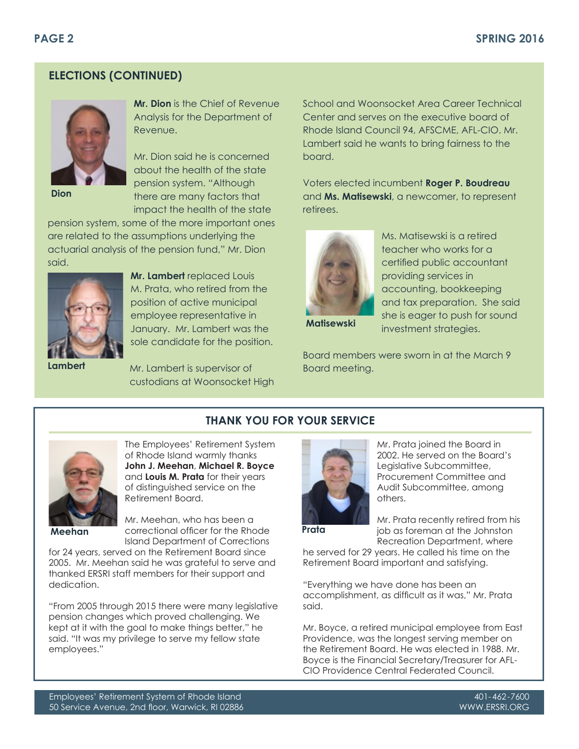## ELECTIONS (CONTINUED)

Dion

**Mr. Dion** is the Chief of Revenue Analysis for the Department of Revenue.

Mr. Dion said he is concerned about the health of the state pension system. "Although there are many factors that impact the health of the state pension system, some of the more important ones are related to the assumptions underlying the actuarial analysis of the pension fund," Mr. Dion said.

Lambert

**Mr. Lambert** replaced Louis M. Prata, who retired from the position of active municipal employee representative in January. Mr. Lambert was the sole candidate for the position.

Mr. Lambert is supervisor of custodians at Woonsocket High School and Woonsocket Area Career Technical Center and serves on the executive board of Rhode Island Council 94, AFSCME, AFL-CIO. Mr. Lambert said he wants to bring fairness to the board.

Voters elected incumbent **Roger P. Boudreau** and **Ms. Matisewski**, a newcomer, to represent retirees.

Matisewski

Ms. Matisewski is a retired teacher who works for a certified public accountant providing services in accounting, bookkeeping and tax preparation. She said she is eager to push for sound investment strategies.

Board members were sworn in at the March 9 Board meeting.

## THANK YOU FOR YOUR SERVICE

Meehan

The Employees' Retirement System of Rhode Island warmly thanks **John J. Meehan**, **Michael R. Boyce** and **Louis M. Prata** for their years of distinguished service on the Retirement Board.

Mr. Meehan, who has been a correctional officer for the Rhode Island Department of Corrections for 24 years, served on the Retirement Board since 2005. Mr. Meehan said he was grateful to serve and thanked ERSRI staff members for their support and dedication.

"From 2005 through 2015 there were many legislative pension changes which proved challenging. We kept at it with the goal to make things better," he said. "It was my privilege to serve my fellow state employees."

Prata

Mr. Prata joined the Board in 2002. He served on the Board's Legislative Subcommittee, Procurement Committee and Audit Subcommittee, among others.

Mr. Prata recently retired from his job as foreman at the Johnston Recreation Department, where he served for 29 years. He called his time on the Retirement Board important and satisfying.

"Everything we have done has been an accomplishment, as difficult as it was," Mr. Prata said.

Mr. Boyce, a retired municipal employee from East Providence, was the longest serving member on the Retirement Board. He was elected in 1988. Mr. Boyce is the Financial Secretary/Treasurer for AFL-CIO Providence Central Federated Council.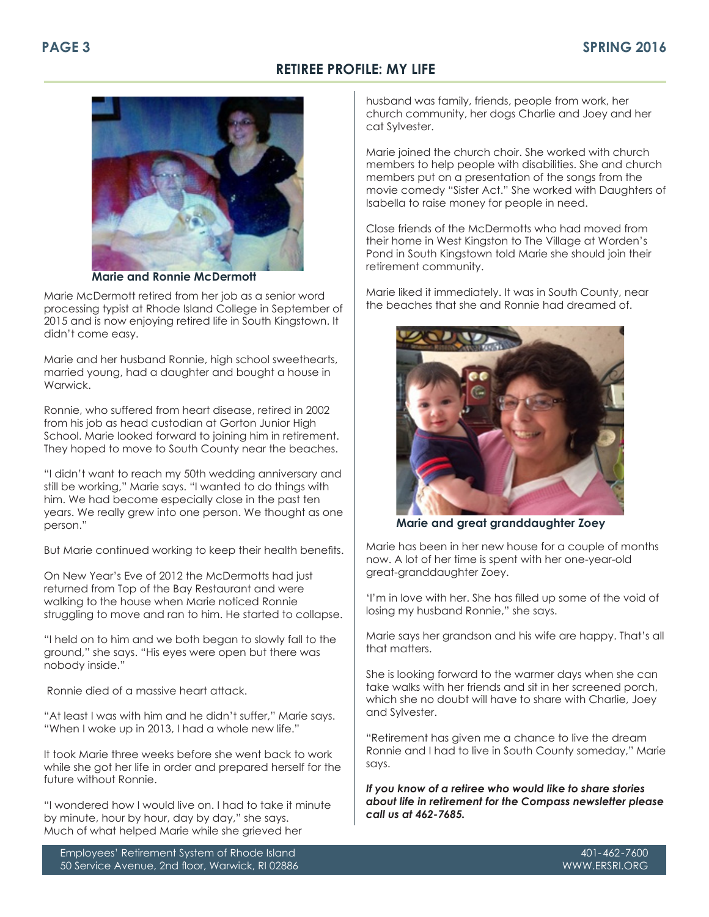## RETIREE PROFILE: MY LIFE

**Marie and Ronnie McDermott**

Marie McDermott retired from her job as a senior word processing typist at Rhode Island College in September of 2015 and is now enjoying retired life in South Kingstown. It didn't come easy.

Marie and her husband Ronnie, high school sweethearts, married young, had a daughter and bought a house in Warwick.

Ronnie, who suffered from heart disease, retired in 2002 from his job as head custodian at Gorton Junior High School. Marie looked forward to joining him in retirement. They hoped to move to South County near the beaches.

"I didn't want to reach my 50th wedding anniversary and still be working," Marie says. "I wanted to do things with him. We had become especially close in the past ten years. We really grew into one person. We thought as one person."

But Marie continued working to keep their health benefits.

On New Year's Eve of 2012 the McDermotts had just returned from Top of the Bay Restaurant and were walking to the house when Marie noticed Ronnie struggling to move and ran to him. He started to collapse.

"I held on to him and we both began to slowly fall to the ground," she says. "His eyes were open but there was nobody inside."

Ronnie died of a massive heart attack.

"At least I was with him and he didn't suffer," Marie says. "When I woke up in 2013, I had a whole new life."

It took Marie three weeks before she went back to work while she got her life in order and prepared herself for the future without Ronnie.

"I wondered how I would live on. I had to take it minute by minute, hour by hour, day by day," she says. Much of what helped Marie while she grieved her husband was family, friends, people from work, her church community, her dogs Charlie and Joey and her cat Sylvester.

Marie joined the church choir. She worked with church members to help people with disabilities. She and church members put on a presentation of the songs from the movie comedy "Sister Act." She worked with Daughters of Isabella to raise money for people in need.

Close friends of the McDermotts who had moved from their home in West Kingston to The Village at Worden's Pond in South Kingstown told Marie she should join their retirement community.

Marie liked it immediately. It was in South County, near the beaches that she and Ronnie had dreamed of.

**Marie and great granddaughter Zoey**

Marie has been in her new house for a couple of months now. A lot of her time is spent with her one-year-old great-granddaughter Zoey.

'I'm in love with her. She has filled up some of the void of losing my husband Ronnie," she says.

Marie says her grandson and his wife are happy. That's all that matters.

She is looking forward to the warmer days when she can take walks with her friends and sit in her screened porch, which she no doubt will have to share with Charlie, Joey and Sylvester.

"Retirement has given me a chance to live the dream Ronnie and I had to live in South County someday," Marie says.

***If you know of a retiree who would like to share stories about life in retirement for the Compass newsletter please call us at 462-7685.***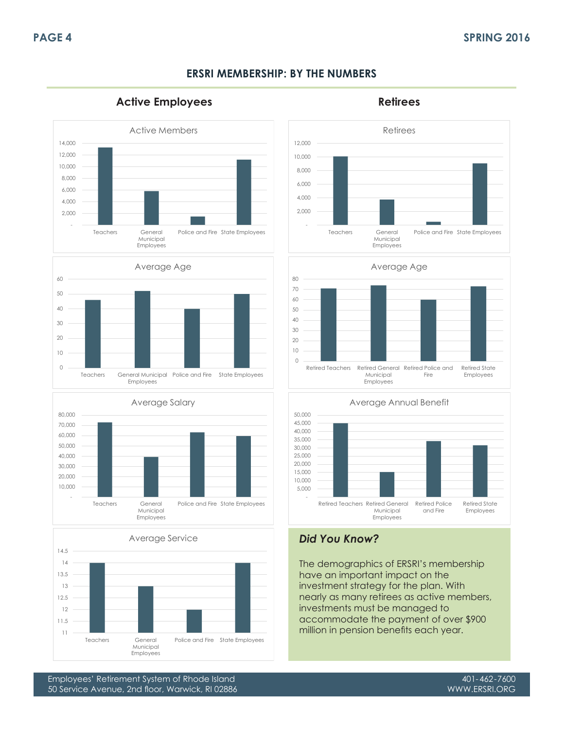## ERSRI MEMBERSHIP: BY THE NUMBERS

### Active Employees

Active Members

| | Teachers | General Municipal Employees | Police and Fire | State Employees |
|---|---|---|---|---|

Average Age

Average Salary

Average Service

### Retirees

Retirees

Average Age

Average Annual Benefit

### *Did You Know?*

The demographics of ERSRI's membership have an important impact on the investment strategy for the plan. With nearly as many retirees as active members, investments must be managed to accommodate the payment of over $900 million in pension benefits each year.

Employees' Retirement System of Rhode Island
50 Service Avenue, 2nd floor, Warwick, RI 02886

401-462-7600
WWW.ERSRI.ORG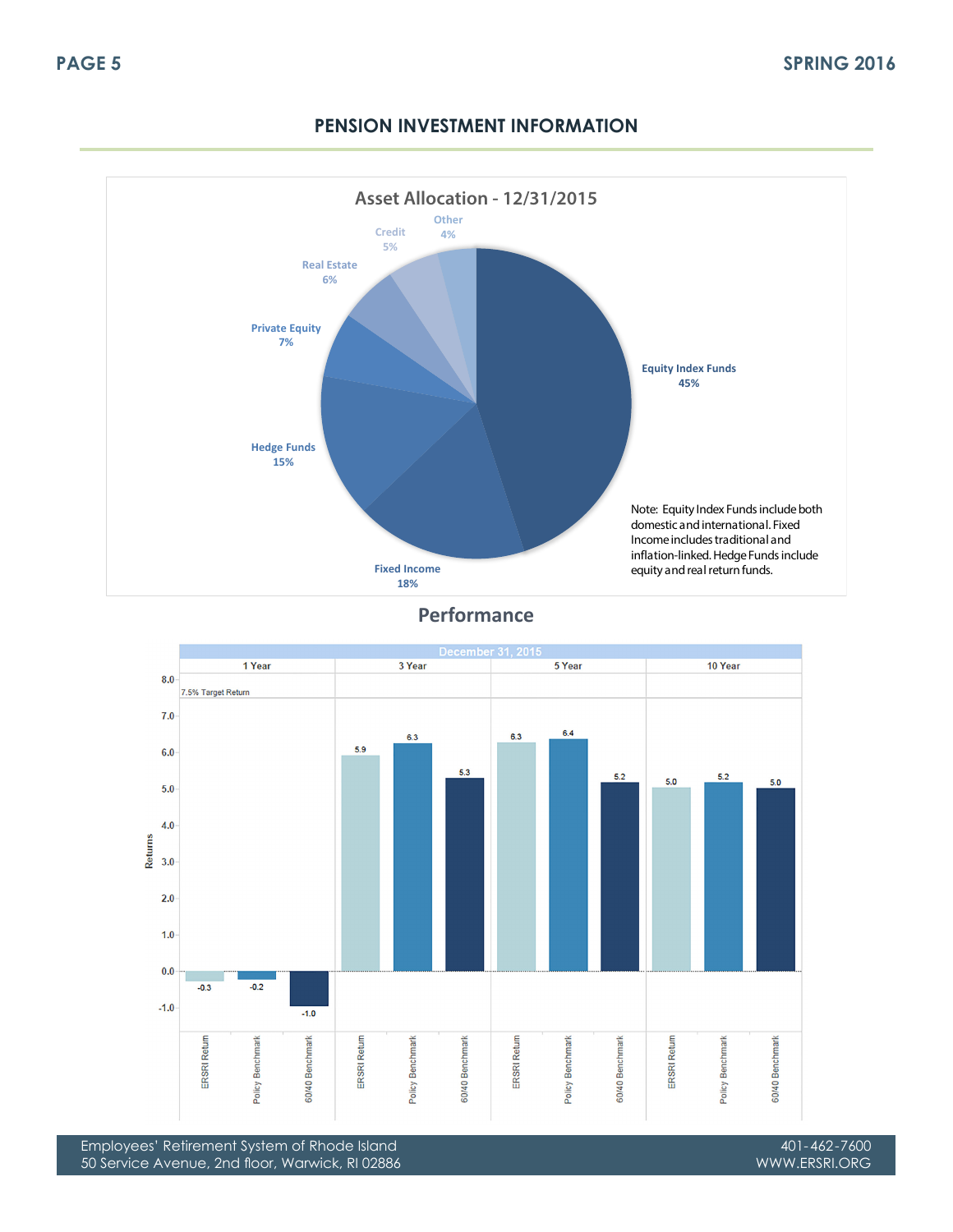## PENSION INVESTMENT INFORMATION

### Asset Allocation - 12/31/2015

| Asset Class | Allocation |
|---|---|
| Equity Index Funds | 45% |
| Fixed Income | 18% |
| Hedge Funds | 15% |
| Private Equity | 7% |
| Real Estate | 6% |
| Credit | 5% |
| Other | 4% |

Note: Equity Index Funds include both domestic and international. Fixed Income includes traditional and inflation-linked. Hedge Funds include equity and real return funds.

### Performance

December 31, 2015

7.5% Target Return

| | ERSRI Return | Policy Benchmark | 60/40 Benchmark |
|---|---|---|---|
| 1 Year | -0.3 | -0.2 | -1.0 |
| 3 Year | 5.9 | 6.3 | 5.3 |
| 5 Year | 6.3 | 6.4 | 5.2 |
| 10 Year | 5.0 | 5.2 | 5.0 |

Employees' Retirement System of Rhode Island
50 Service Avenue, 2nd floor, Warwick, RI 02886

401-462-7600
WWW.ERSRI.ORG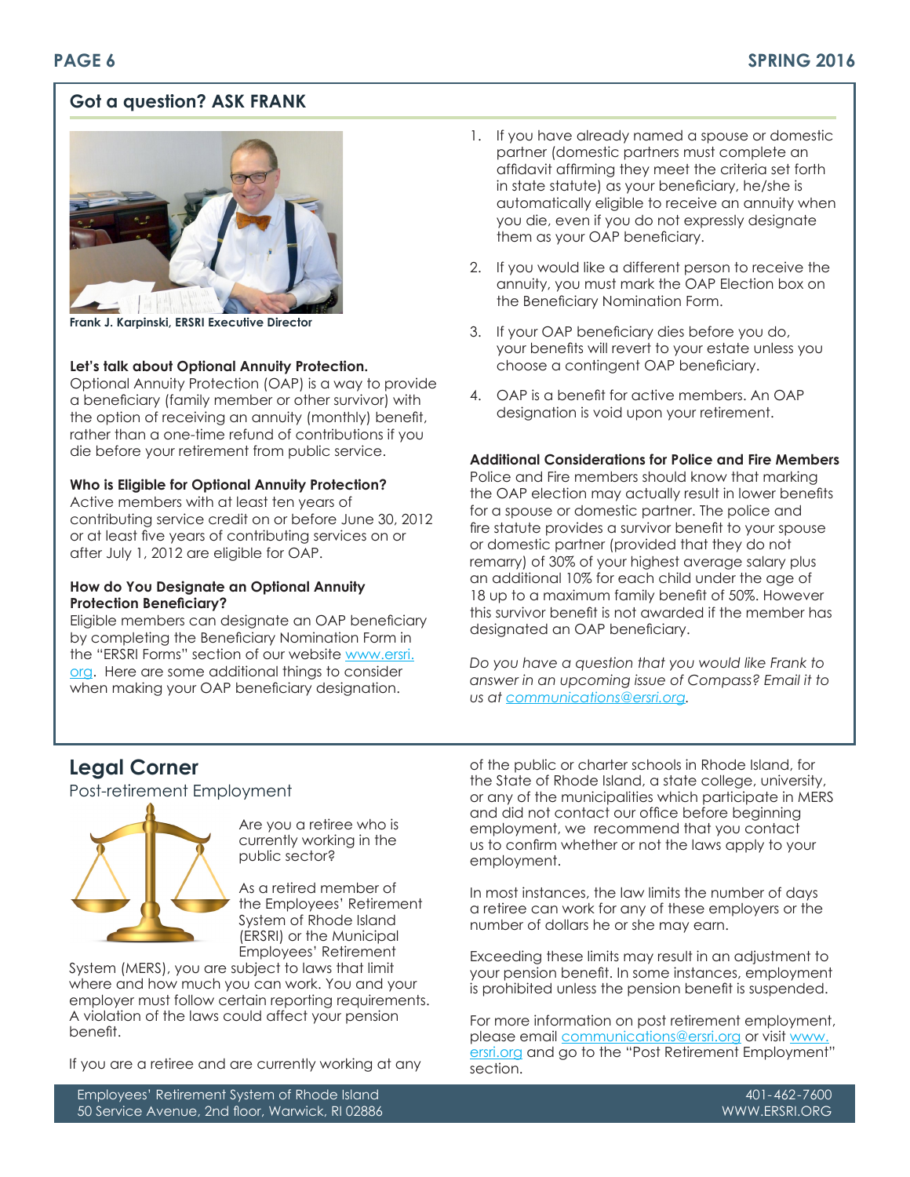## Got a question? ASK FRANK

Frank J. Karpinski, ERSRI Executive Director

**Let's talk about Optional Annuity Protection.**
Optional Annuity Protection (OAP) is a way to provide a beneficiary (family member or other survivor) with the option of receiving an annuity (monthly) benefit, rather than a one-time refund of contributions if you die before your retirement from public service.

**Who is Eligible for Optional Annuity Protection?**
Active members with at least ten years of contributing service credit on or before June 30, 2012 or at least five years of contributing services on or after July 1, 2012 are eligible for OAP.

**How do You Designate an Optional Annuity Protection Beneficiary?**
Eligible members can designate an OAP beneficiary by completing the Beneficiary Nomination Form in the "ERSRI Forms" section of our website www.ersri.org. Here are some additional things to consider when making your OAP beneficiary designation.

1. If you have already named a spouse or domestic partner (domestic partners must complete an affidavit affirming they meet the criteria set forth in state statute) as your beneficiary, he/she is automatically eligible to receive an annuity when you die, even if you do not expressly designate them as your OAP beneficiary.
2. If you would like a different person to receive the annuity, you must mark the OAP Election box on the Beneficiary Nomination Form.
3. If your OAP beneficiary dies before you do, your benefits will revert to your estate unless you choose a contingent OAP beneficiary.
4. OAP is a benefit for active members. An OAP designation is void upon your retirement.

**Additional Considerations for Police and Fire Members**
Police and Fire members should know that marking the OAP election may actually result in lower benefits for a spouse or domestic partner. The police and fire statute provides a survivor benefit to your spouse or domestic partner (provided that they do not remarry) of 30% of your highest average salary plus an additional 10% for each child under the age of 18 up to a maximum family benefit of 50%. However this survivor benefit is not awarded if the member has designated an OAP beneficiary.

*Do you have a question that you would like Frank to answer in an upcoming issue of Compass? Email it to us at communications@ersri.org.*

## Legal Corner

Post-retirement Employment

Are you a retiree who is currently working in the public sector?

As a retired member of the Employees' Retirement System of Rhode Island (ERSRI) or the Municipal Employees' Retirement System (MERS), you are subject to laws that limit where and how much you can work. You and your employer must follow certain reporting requirements. A violation of the laws could affect your pension benefit.

If you are a retiree and are currently working at any of the public or charter schools in Rhode Island, for the State of Rhode Island, a state college, university, or any of the municipalities which participate in MERS and did not contact our office before beginning employment, we recommend that you contact us to confirm whether or not the laws apply to your employment.

In most instances, the law limits the number of days a retiree can work for any of these employers or the number of dollars he or she may earn.

Exceeding these limits may result in an adjustment to your pension benefit. In some instances, employment is prohibited unless the pension benefit is suspended.

For more information on post retirement employment, please email communications@ersri.org or visit www.ersri.org and go to the "Post Retirement Employment" section.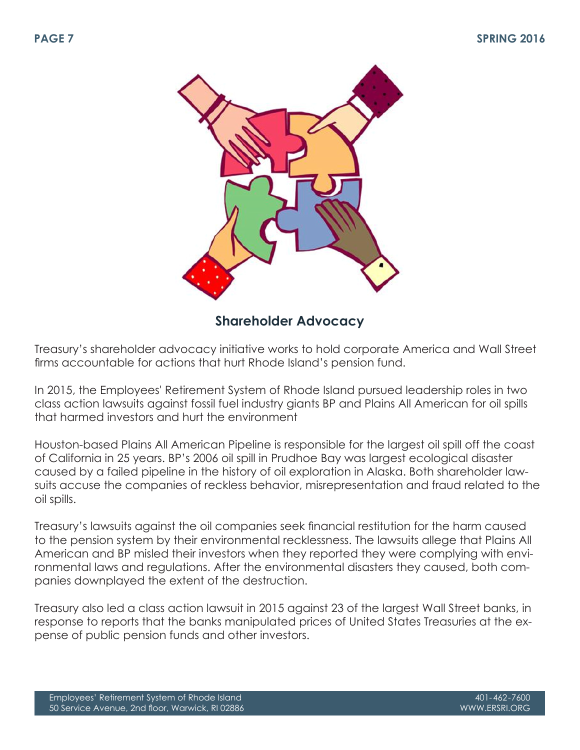## Shareholder Advocacy

Treasury's shareholder advocacy initiative works to hold corporate America and Wall Street firms accountable for actions that hurt Rhode Island's pension fund.

In 2015, the Employees' Retirement System of Rhode Island pursued leadership roles in two class action lawsuits against fossil fuel industry giants BP and Plains All American for oil spills that harmed investors and hurt the environment

Houston-based Plains All American Pipeline is responsible for the largest oil spill off the coast of California in 25 years. BP's 2006 oil spill in Prudhoe Bay was largest ecological disaster caused by a failed pipeline in the history of oil exploration in Alaska. Both shareholder lawsuits accuse the companies of reckless behavior, misrepresentation and fraud related to the oil spills.

Treasury's lawsuits against the oil companies seek financial restitution for the harm caused to the pension system by their environmental recklessness. The lawsuits allege that Plains All American and BP misled their investors when they reported they were complying with environmental laws and regulations. After the environmental disasters they caused, both companies downplayed the extent of the destruction.

Treasury also led a class action lawsuit in 2015 against 23 of the largest Wall Street banks, in response to reports that the banks manipulated prices of United States Treasuries at the expense of public pension funds and other investors.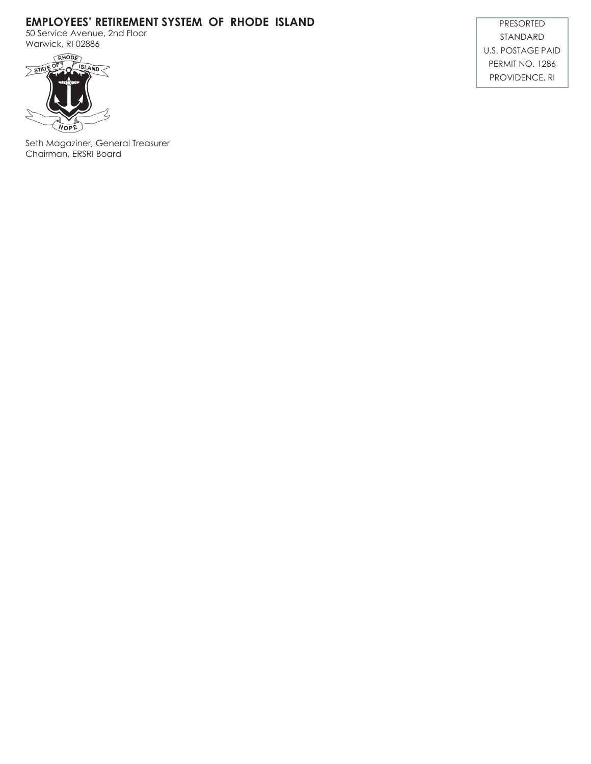**EMPLOYEES' RETIREMENT SYSTEM OF RHODE ISLAND**

50 Service Avenue, 2nd Floor
Warwick, RI 02886

Seth Magaziner, General Treasurer
Chairman, ERSRI Board

PRESORTED
STANDARD
U.S. POSTAGE PAID
PERMIT NO. 1286
PROVIDENCE, RI